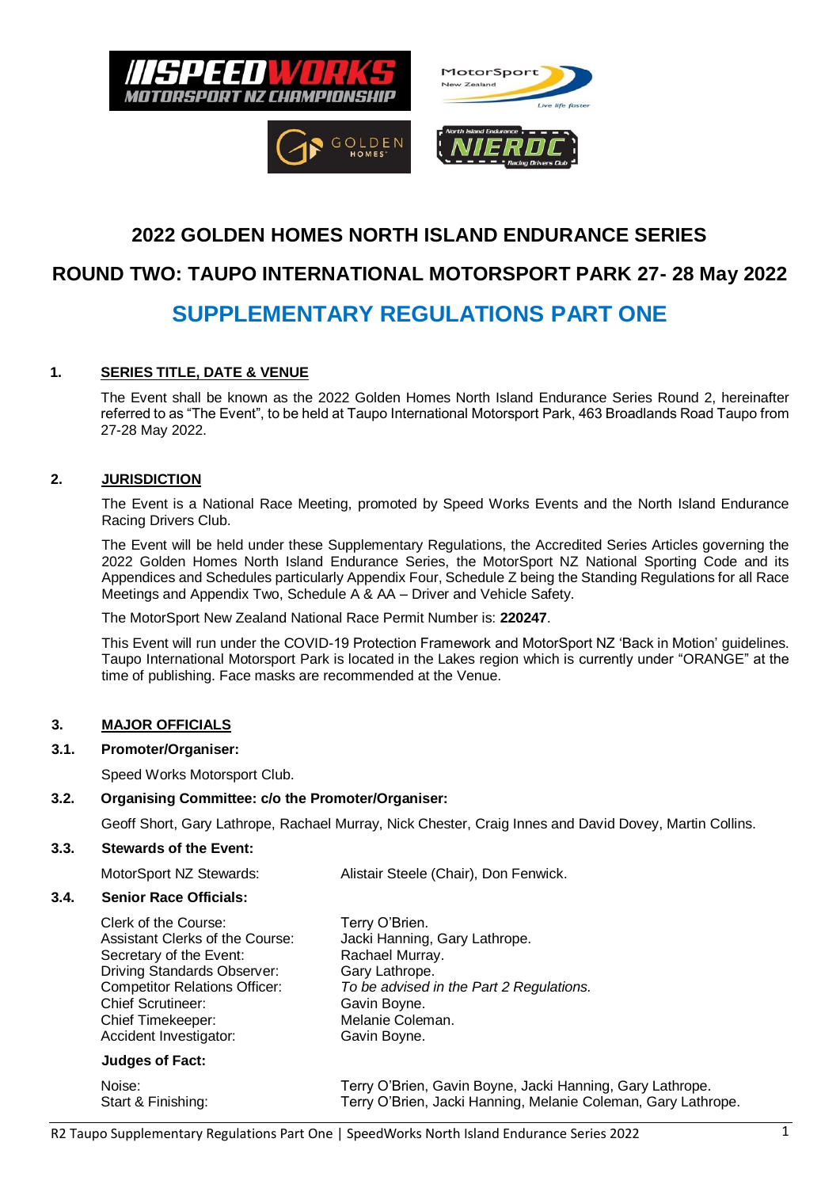# 2022 GOLDEN HOMES NORTH ISLAND ENDURANCE SERIES

## ROUND TWO: TAUPO INTERNATIONAL MOTORSPORT PARK 27- 28 May 2022

## SUPPLEMENTARY REGULATIONS PART ONE

### 1. SERIES TITLE, DATE & VENUE

The Event shall be known as the 2022 Golden Homes North Island Endurance Series Round 2, hereinafter referred to as "The Event", to be held at Taupo International Motorsport Park, 463 Broadlands Road Taupo from 27-28 May 2022.

### 2. JURISDICTION

The Event is a National Race Meeting, promoted by Speed Works Events and the North Island Endurance Racing Drivers Club.

The Event will be held under these Supplementary Regulations, the Accredited Series Articles governing the 2022 Golden Homes North Island Endurance Series, the MotorSport NZ National Sporting Code and its Appendices and Schedules particularly Appendix Four, Schedule Z being the Standing Regulations for all Race Meetings and Appendix Two, Schedule A & AA – Driver and Vehicle Safety.

The MotorSport New Zealand National Race Permit Number is: **220247**.

This Event will run under the COVID-19 Protection Framework and MotorSport NZ 'Back in Motion' guidelines. Taupo International Motorsport Park is located in the Lakes region which is currently under "ORANGE" at the time of publishing. Face masks are recommended at the Venue.

### 3. MAJOR OFFICIALS

**3.1. Promoter/Organiser:**

Speed Works Motorsport Club.

**3.2. Organising Committee: c/o the Promoter/Organiser:**

Geoff Short, Gary Lathrope, Rachael Murray, Nick Chester, Craig Innes and David Dovey, Martin Collins.

**3.3. Stewards of the Event:**

MotorSport NZ Stewards: Alistair Steele (Chair), Don Fenwick.

**3.4. Senior Race Officials:**

| | |
|---|---|
| Clerk of the Course: | Terry O'Brien. |
| Assistant Clerks of the Course: | Jacki Hanning, Gary Lathrope. |
| Secretary of the Event: | Rachael Murray. |
| Driving Standards Observer: | Gary Lathrope. |
| Competitor Relations Officer: | *To be advised in the Part 2 Regulations.* |
| Chief Scrutineer: | Gavin Boyne. |
| Chief Timekeeper: | Melanie Coleman. |
| Accident Investigator: | Gavin Boyne. |

**Judges of Fact:**

| | |
|---|---|
| Noise: | Terry O'Brien, Gavin Boyne, Jacki Hanning, Gary Lathrope. |
| Start & Finishing: | Terry O'Brien, Jacki Hanning, Melanie Coleman, Gary Lathrope. |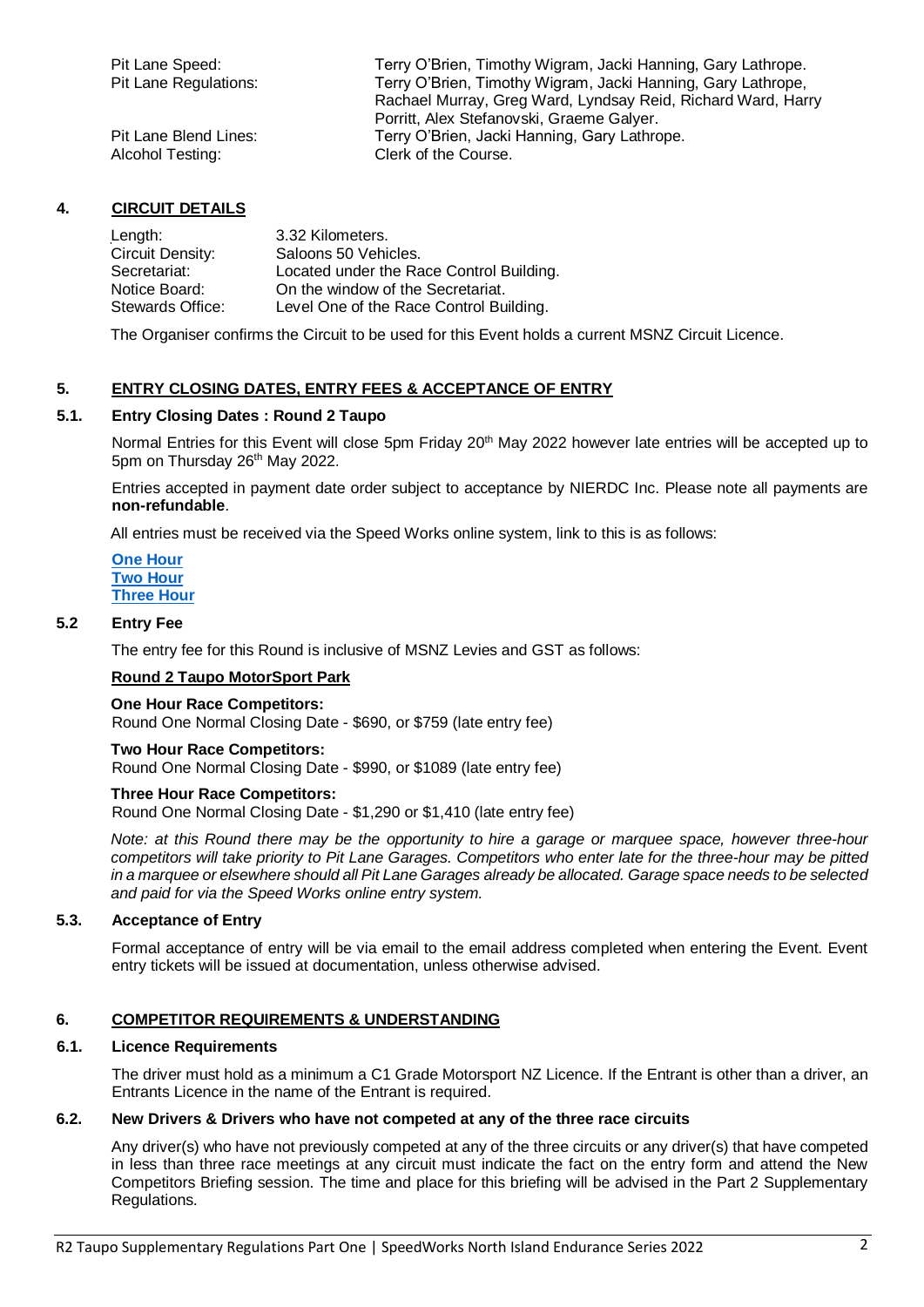| | |
|---|---|
| Pit Lane Speed: | Terry O'Brien, Timothy Wigram, Jacki Hanning, Gary Lathrope. |
| Pit Lane Regulations: | Terry O'Brien, Timothy Wigram, Jacki Hanning, Gary Lathrope, Rachael Murray, Greg Ward, Lyndsay Reid, Richard Ward, Harry Porritt, Alex Stefanovski, Graeme Galyer. |
| Pit Lane Blend Lines: | Terry O'Brien, Jacki Hanning, Gary Lathrope. |
| Alcohol Testing: | Clerk of the Course. |

## 4. CIRCUIT DETAILS

| | |
|---|---|
| Length: | 3.32 Kilometers. |
| Circuit Density: | Saloons 50 Vehicles. |
| Secretariat: | Located under the Race Control Building. |
| Notice Board: | On the window of the Secretariat. |
| Stewards Office: | Level One of the Race Control Building. |

The Organiser confirms the Circuit to be used for this Event holds a current MSNZ Circuit Licence.

## 5. ENTRY CLOSING DATES, ENTRY FEES & ACCEPTANCE OF ENTRY

### 5.1. Entry Closing Dates : Round 2 Taupo

Normal Entries for this Event will close 5pm Friday 20th May 2022 however late entries will be accepted up to 5pm on Thursday 26th May 2022.

Entries accepted in payment date order subject to acceptance by NIERDC Inc. Please note all payments are **non-refundable**.

All entries must be received via the Speed Works online system, link to this is as follows:

**One Hour**
**Two Hour**
**Three Hour**

### 5.2 Entry Fee

The entry fee for this Round is inclusive of MSNZ Levies and GST as follows:

**Round 2 Taupo MotorSport Park**

**One Hour Race Competitors:**
Round One Normal Closing Date - $690, or $759 (late entry fee)

**Two Hour Race Competitors:**
Round One Normal Closing Date - $990, or $1089 (late entry fee)

**Three Hour Race Competitors:**
Round One Normal Closing Date - $1,290 or $1,410 (late entry fee)

*Note: at this Round there may be the opportunity to hire a garage or marquee space, however three-hour competitors will take priority to Pit Lane Garages. Competitors who enter late for the three-hour may be pitted in a marquee or elsewhere should all Pit Lane Garages already be allocated. Garage space needs to be selected and paid for via the Speed Works online entry system.*

### 5.3. Acceptance of Entry

Formal acceptance of entry will be via email to the email address completed when entering the Event. Event entry tickets will be issued at documentation, unless otherwise advised.

## 6. COMPETITOR REQUIREMENTS & UNDERSTANDING

### 6.1. Licence Requirements

The driver must hold as a minimum a C1 Grade Motorsport NZ Licence. If the Entrant is other than a driver, an Entrants Licence in the name of the Entrant is required.

### 6.2. New Drivers & Drivers who have not competed at any of the three race circuits

Any driver(s) who have not previously competed at any of the three circuits or any driver(s) that have competed in less than three race meetings at any circuit must indicate the fact on the entry form and attend the New Competitors Briefing session. The time and place for this briefing will be advised in the Part 2 Supplementary Regulations.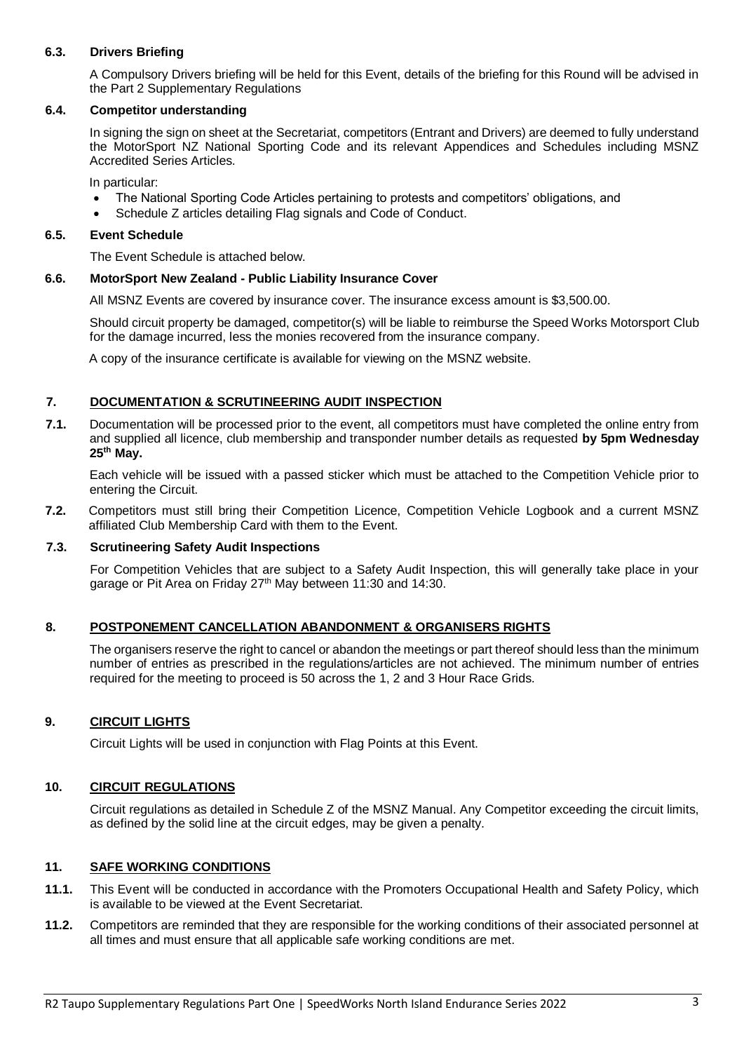### 6.3. Drivers Briefing

A Compulsory Drivers briefing will be held for this Event, details of the briefing for this Round will be advised in the Part 2 Supplementary Regulations

### 6.4. Competitor understanding

In signing the sign on sheet at the Secretariat, competitors (Entrant and Drivers) are deemed to fully understand the MotorSport NZ National Sporting Code and its relevant Appendices and Schedules including MSNZ Accredited Series Articles.

In particular:

- The National Sporting Code Articles pertaining to protests and competitors' obligations, and
- Schedule Z articles detailing Flag signals and Code of Conduct.

### 6.5. Event Schedule

The Event Schedule is attached below.

### 6.6. MotorSport New Zealand - Public Liability Insurance Cover

All MSNZ Events are covered by insurance cover. The insurance excess amount is $3,500.00.

Should circuit property be damaged, competitor(s) will be liable to reimburse the Speed Works Motorsport Club for the damage incurred, less the monies recovered from the insurance company.

A copy of the insurance certificate is available for viewing on the MSNZ website.

## 7. DOCUMENTATION & SCRUTINEERING AUDIT INSPECTION

**7.1.** Documentation will be processed prior to the event, all competitors must have completed the online entry from and supplied all licence, club membership and transponder number details as requested **by 5pm Wednesday 25th May.**

Each vehicle will be issued with a passed sticker which must be attached to the Competition Vehicle prior to entering the Circuit.

**7.2.** Competitors must still bring their Competition Licence, Competition Vehicle Logbook and a current MSNZ affiliated Club Membership Card with them to the Event.

### 7.3. Scrutineering Safety Audit Inspections

For Competition Vehicles that are subject to a Safety Audit Inspection, this will generally take place in your garage or Pit Area on Friday 27th May between 11:30 and 14:30.

## 8. POSTPONEMENT CANCELLATION ABANDONMENT & ORGANISERS RIGHTS

The organisers reserve the right to cancel or abandon the meetings or part thereof should less than the minimum number of entries as prescribed in the regulations/articles are not achieved. The minimum number of entries required for the meeting to proceed is 50 across the 1, 2 and 3 Hour Race Grids.

## 9. CIRCUIT LIGHTS

Circuit Lights will be used in conjunction with Flag Points at this Event.

## 10. CIRCUIT REGULATIONS

Circuit regulations as detailed in Schedule Z of the MSNZ Manual. Any Competitor exceeding the circuit limits, as defined by the solid line at the circuit edges, may be given a penalty.

## 11. SAFE WORKING CONDITIONS

**11.1.** This Event will be conducted in accordance with the Promoters Occupational Health and Safety Policy, which is available to be viewed at the Event Secretariat.

**11.2.** Competitors are reminded that they are responsible for the working conditions of their associated personnel at all times and must ensure that all applicable safe working conditions are met.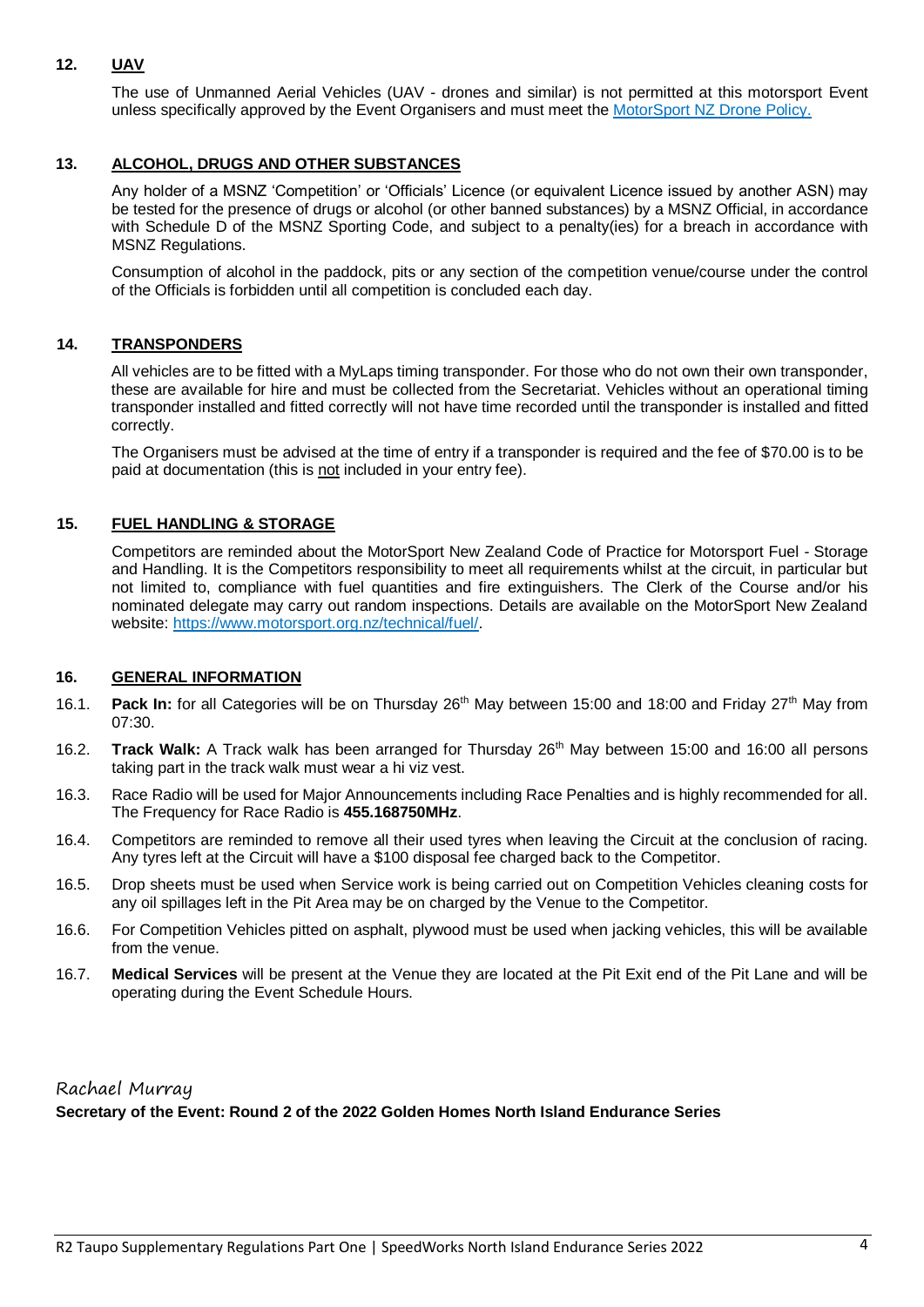## 12. UAV

The use of Unmanned Aerial Vehicles (UAV - drones and similar) is not permitted at this motorsport Event unless specifically approved by the Event Organisers and must meet the [MotorSport NZ Drone Policy.](#)

## 13. ALCOHOL, DRUGS AND OTHER SUBSTANCES

Any holder of a MSNZ 'Competition' or 'Officials' Licence (or equivalent Licence issued by another ASN) may be tested for the presence of drugs or alcohol (or other banned substances) by a MSNZ Official, in accordance with Schedule D of the MSNZ Sporting Code, and subject to a penalty(ies) for a breach in accordance with MSNZ Regulations.

Consumption of alcohol in the paddock, pits or any section of the competition venue/course under the control of the Officials is forbidden until all competition is concluded each day.

## 14. TRANSPONDERS

All vehicles are to be fitted with a MyLaps timing transponder. For those who do not own their own transponder, these are available for hire and must be collected from the Secretariat. Vehicles without an operational timing transponder installed and fitted correctly will not have time recorded until the transponder is installed and fitted correctly.

The Organisers must be advised at the time of entry if a transponder is required and the fee of $70.00 is to be paid at documentation (this is not included in your entry fee).

## 15. FUEL HANDLING & STORAGE

Competitors are reminded about the MotorSport New Zealand Code of Practice for Motorsport Fuel - Storage and Handling. It is the Competitors responsibility to meet all requirements whilst at the circuit, in particular but not limited to, compliance with fuel quantities and fire extinguishers. The Clerk of the Course and/or his nominated delegate may carry out random inspections. Details are available on the MotorSport New Zealand website: https://www.motorsport.org.nz/technical/fuel/.

## 16. GENERAL INFORMATION

16.1. **Pack In:** for all Categories will be on Thursday 26th May between 15:00 and 18:00 and Friday 27th May from 07:30.

16.2. **Track Walk:** A Track walk has been arranged for Thursday 26th May between 15:00 and 16:00 all persons taking part in the track walk must wear a hi viz vest.

16.3. Race Radio will be used for Major Announcements including Race Penalties and is highly recommended for all. The Frequency for Race Radio is **455.168750MHz**.

16.4. Competitors are reminded to remove all their used tyres when leaving the Circuit at the conclusion of racing. Any tyres left at the Circuit will have a $100 disposal fee charged back to the Competitor.

16.5. Drop sheets must be used when Service work is being carried out on Competition Vehicles cleaning costs for any oil spillages left in the Pit Area may be on charged by the Venue to the Competitor.

16.6. For Competition Vehicles pitted on asphalt, plywood must be used when jacking vehicles, this will be available from the venue.

16.7. **Medical Services** will be present at the Venue they are located at the Pit Exit end of the Pit Lane and will be operating during the Event Schedule Hours.

Rachael Murray

**Secretary of the Event: Round 2 of the 2022 Golden Homes North Island Endurance Series**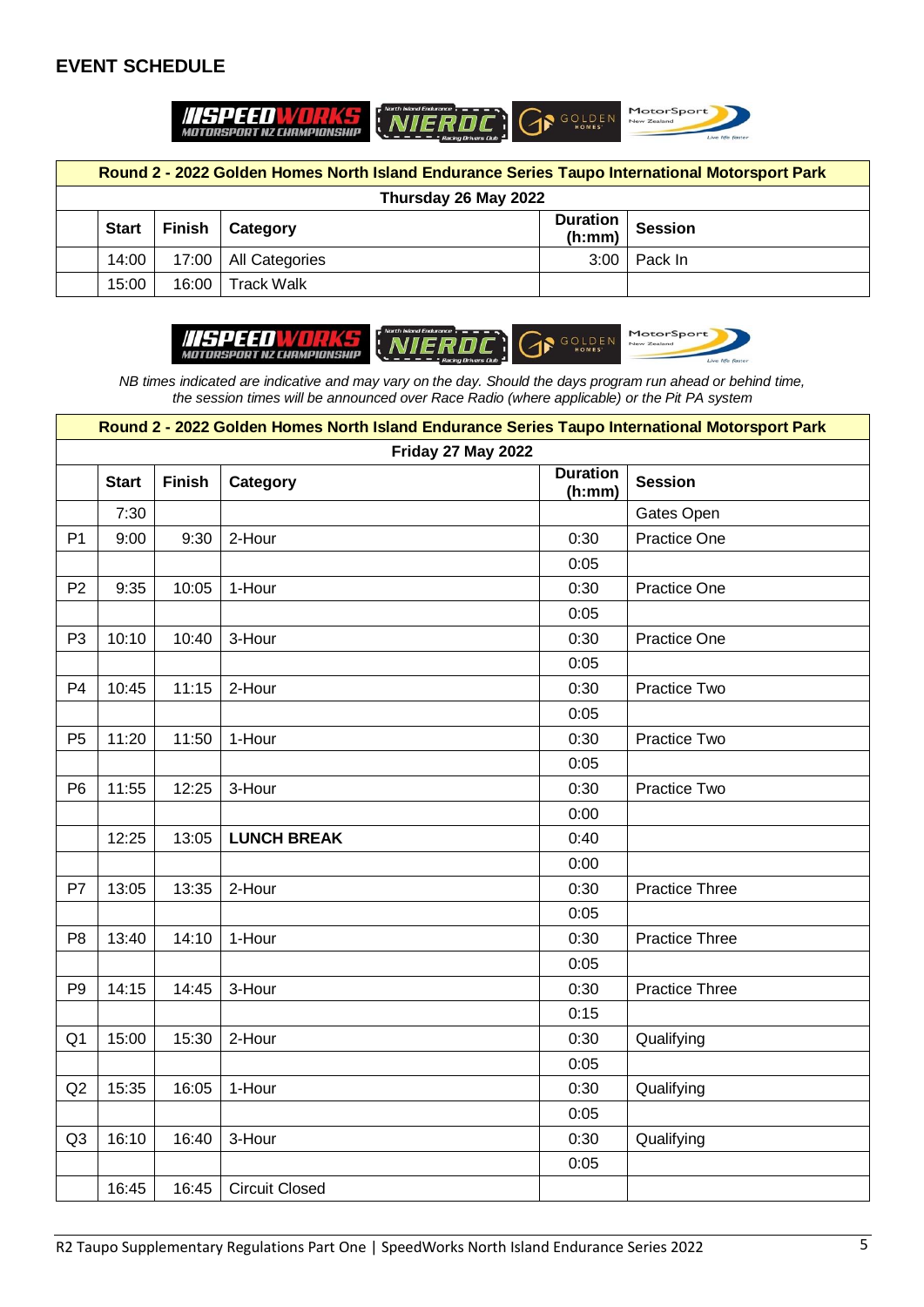## EVENT SCHEDULE

| | Start | Finish | Category | Duration (h:mm) | Session |
|---|---|---|---|---|---|
| **Round 2 - 2022 Golden Homes North Island Endurance Series Taupo International Motorsport Park** | | | | | |
| **Thursday 26 May 2022** | | | | | |
| | 14:00 | 17:00 | All Categories | 3:00 | Pack In |
| | 15:00 | 16:00 | Track Walk | | |

*NB times indicated are indicative and may vary on the day. Should the days program run ahead or behind time, the session times will be announced over Race Radio (where applicable) or the Pit PA system*

| | Start | Finish | Category | Duration (h:mm) | Session |
|---|---|---|---|---|---|
| **Round 2 - 2022 Golden Homes North Island Endurance Series Taupo International Motorsport Park** | | | | | |
| **Friday 27 May 2022** | | | | | |
| | 7:30 | | | | Gates Open |
| P1 | 9:00 | 9:30 | 2-Hour | 0:30 | Practice One |
| | | | | 0:05 | |
| P2 | 9:35 | 10:05 | 1-Hour | 0:30 | Practice One |
| | | | | 0:05 | |
| P3 | 10:10 | 10:40 | 3-Hour | 0:30 | Practice One |
| | | | | 0:05 | |
| P4 | 10:45 | 11:15 | 2-Hour | 0:30 | Practice Two |
| | | | | 0:05 | |
| P5 | 11:20 | 11:50 | 1-Hour | 0:30 | Practice Two |
| | | | | 0:05 | |
| P6 | 11:55 | 12:25 | 3-Hour | 0:30 | Practice Two |
| | | | | 0:00 | |
| | 12:25 | 13:05 | **LUNCH BREAK** | 0:40 | |
| | | | | 0:00 | |
| P7 | 13:05 | 13:35 | 2-Hour | 0:30 | Practice Three |
| | | | | 0:05 | |
| P8 | 13:40 | 14:10 | 1-Hour | 0:30 | Practice Three |
| | | | | 0:05 | |
| P9 | 14:15 | 14:45 | 3-Hour | 0:30 | Practice Three |
| | | | | 0:15 | |
| Q1 | 15:00 | 15:30 | 2-Hour | 0:30 | Qualifying |
| | | | | 0:05 | |
| Q2 | 15:35 | 16:05 | 1-Hour | 0:30 | Qualifying |
| | | | | 0:05 | |
| Q3 | 16:10 | 16:40 | 3-Hour | 0:30 | Qualifying |
| | | | | 0:05 | |
| | 16:45 | 16:45 | Circuit Closed | | |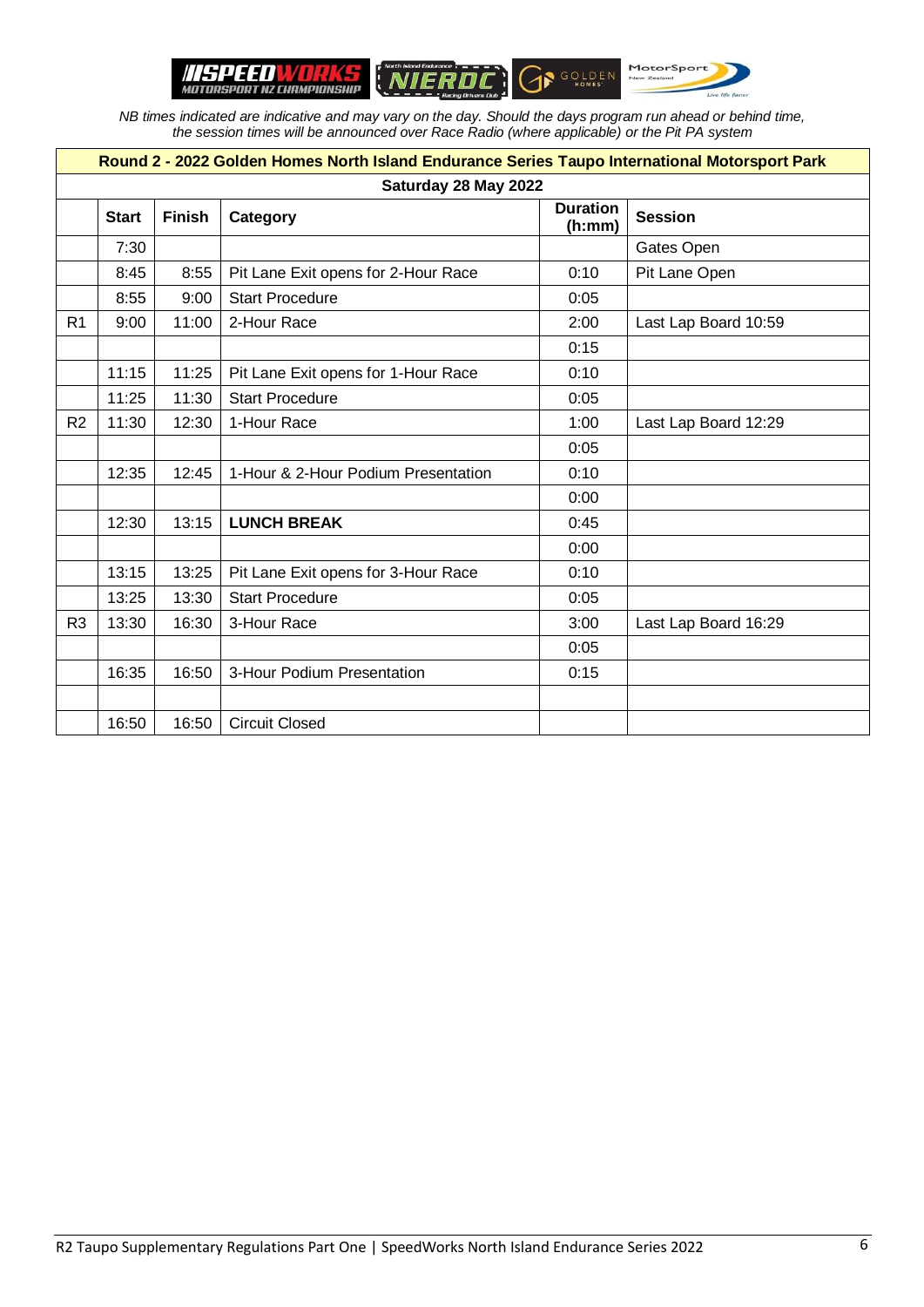*NB times indicated are indicative and may vary on the day. Should the days program run ahead or behind time, the session times will be announced over Race Radio (where applicable) or the Pit PA system*

**Round 2 - 2022 Golden Homes North Island Endurance Series Taupo International Motorsport Park**

**Saturday 28 May 2022**

| | Start | Finish | Category | Duration (h:mm) | Session |
|---|---|---|---|---|---|
| | 7:30 | | | | Gates Open |
| | 8:45 | 8:55 | Pit Lane Exit opens for 2-Hour Race | 0:10 | Pit Lane Open |
| | 8:55 | 9:00 | Start Procedure | 0:05 | |
| R1 | 9:00 | 11:00 | 2-Hour Race | 2:00 | Last Lap Board 10:59 |
| | | | | 0:15 | |
| | 11:15 | 11:25 | Pit Lane Exit opens for 1-Hour Race | 0:10 | |
| | 11:25 | 11:30 | Start Procedure | 0:05 | |
| R2 | 11:30 | 12:30 | 1-Hour Race | 1:00 | Last Lap Board 12:29 |
| | | | | 0:05 | |
| | 12:35 | 12:45 | 1-Hour & 2-Hour Podium Presentation | 0:10 | |
| | | | | 0:00 | |
| | 12:30 | 13:15 | **LUNCH BREAK** | 0:45 | |
| | | | | 0:00 | |
| | 13:15 | 13:25 | Pit Lane Exit opens for 3-Hour Race | 0:10 | |
| | 13:25 | 13:30 | Start Procedure | 0:05 | |
| R3 | 13:30 | 16:30 | 3-Hour Race | 3:00 | Last Lap Board 16:29 |
| | | | | 0:05 | |
| | 16:35 | 16:50 | 3-Hour Podium Presentation | 0:15 | |
| | | | | | |
| | 16:50 | 16:50 | Circuit Closed | | |